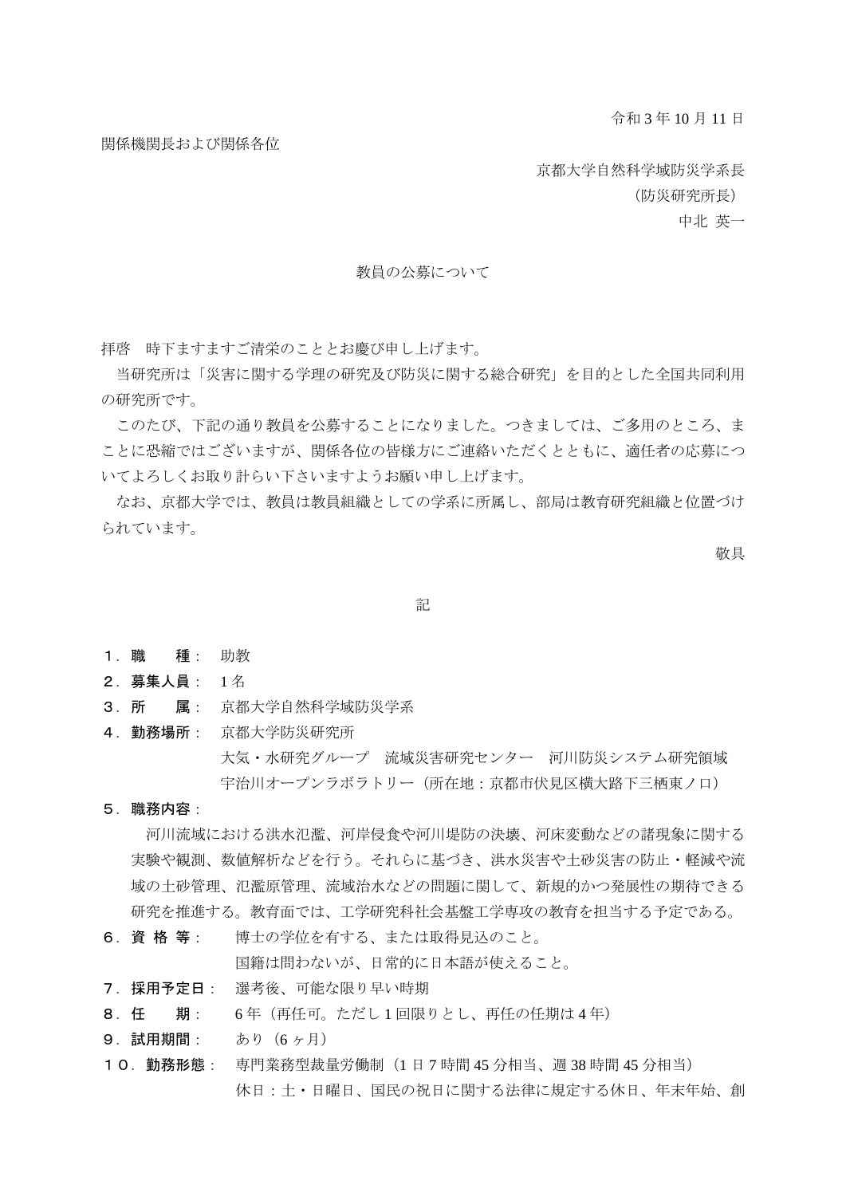令和 3 年 10 月 11 日

関係機関長および関係各位

京都大学自然科学域防災学系長

（防災研究所長）

中北 英一

教員の公募について

拝啓　時下ますますご清栄のこととお慶び申し上げます。

当研究所は「災害に関する学理の研究及び防災に関する総合研究」を目的とした全国共同利用の研究所です。

このたび、下記の通り教員を公募することになりました。つきましては、ご多用のところ、まことに恐縮ではございますが、関係各位の皆様方にご連絡いただくとともに、適任者の応募についてよろしくお取り計らい下さいますようお願い申し上げます。

なお、京都大学では、教員は教員組織としての学系に所属し、部局は教育研究組織と位置づけられています。

敬具

記

**１．職　　種**：　助教

**２．募集人員**：　1 名

**３．所　　属**：　京都大学自然科学域防災学系

**４．勤務場所**：　京都大学防災研究所
　大気・水研究グループ　流域災害研究センター　河川防災システム研究領域
　宇治川オープンラボラトリー（所在地：京都市伏見区横大路下三栖東ノロ）

**５．職務内容**：

河川流域における洪水氾濫、河岸侵食や河川堤防の決壊、河床変動などの諸現象に関する実験や観測、数値解析などを行う。それらに基づき、洪水災害や土砂災害の防止・軽減や流域の土砂管理、氾濫原管理、流域治水などの問題に関して、新規的かつ発展性の期待できる研究を推進する。教育面では、工学研究科社会基盤工学専攻の教育を担当する予定である。

**６．資 格 等**：　博士の学位を有する、または取得見込のこと。
　国籍は問わないが、日常的に日本語が使えること。

**７．採用予定日**：　選考後、可能な限り早い時期

**８．任　　期**：　6 年（再任可。ただし 1 回限りとし、再任の任期は 4 年）

**９．試用期間**：　あり（6 ヶ月）

**１０．勤務形態**：　専門業務型裁量労働制（1 日 7 時間 45 分相当、週 38 時間 45 分相当）
　休日：土・日曜日、国民の祝日に関する法律に規定する休日、年末年始、創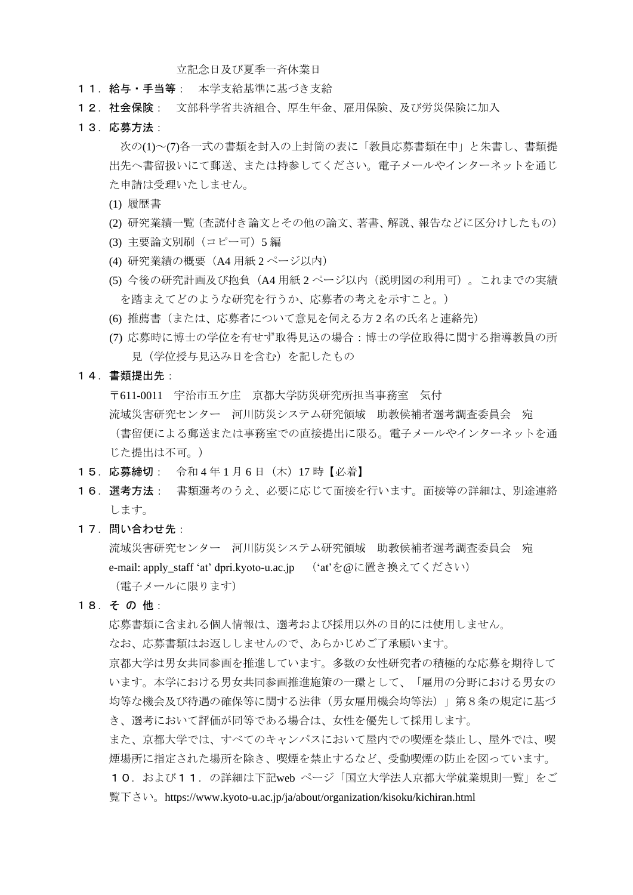立記念日及び夏季一斉休業日

**１１．給与・手当等**：　本学支給基準に基づき支給

**１２．社会保険**：　文部科学省共済組合、厚生年金、雇用保険、及び労災保険に加入

**１３．応募方法**：

次の(1)～(7)各一式の書類を封入の上封筒の表に「教員応募書類在中」と朱書し、書類提出先へ書留扱いにて郵送、または持参してください。電子メールやインターネットを通じた申請は受理いたしません。

(1) 履歴書

(2) 研究業績一覧（査読付き論文とその他の論文、著書、解説、報告などに区分けしたもの）

(3) 主要論文別刷（コピー可）5 編

(4) 研究業績の概要（A4 用紙 2 ページ以内）

(5) 今後の研究計画及び抱負（A4 用紙 2 ページ以内（説明図の利用可）。これまでの実績を踏まえてどのような研究を行うか、応募者の考えを示すこと。）

(6) 推薦書（または、応募者について意見を伺える方 2 名の氏名と連絡先）

(7) 応募時に博士の学位を有せず取得見込の場合：博士の学位取得に関する指導教員の所見（学位授与見込み日を含む）を記したもの

**１４．書類提出先**：

〒611-0011　宇治市五ケ庄　京都大学防災研究所担当事務室　気付

流域災害研究センター　河川防災システム研究領域　助教候補者選考調査委員会　宛

（書留便による郵送または事務室での直接提出に限る。電子メールやインターネットを通じた提出は不可。）

**１５．応募締切**：　令和 4 年 1 月 6 日（木）17 時【必着】

**１６．選考方法**：　書類選考のうえ、必要に応じて面接を行います。面接等の詳細は、別途連絡します。

**１７．問い合わせ先**：

流域災害研究センター　河川防災システム研究領域　助教候補者選考調査委員会　宛

e-mail: apply_staff ‘at’ dpri.kyoto-u.ac.jp　（‘at’を@に置き換えてください）

（電子メールに限ります）

**１８．そ の 他**：

応募書類に含まれる個人情報は、選考および採用以外の目的には使用しません。

なお、応募書類はお返ししませんので、あらかじめご了承願います。

京都大学は男女共同参画を推進しています。多数の女性研究者の積極的な応募を期待しています。本学における男女共同参画推進施策の一環として、「雇用の分野における男女の均等な機会及び待遇の確保等に関する法律（男女雇用機会均等法）」第８条の規定に基づき、選考において評価が同等である場合は、女性を優先して採用します。

また、京都大学では、すべてのキャンパスにおいて屋内での喫煙を禁止し、屋外では、喫煙場所に指定された場所を除き、喫煙を禁止するなど、受動喫煙の防止を図っています。

１０．および１１．の詳細は下記web ページ「国立大学法人京都大学就業規則一覧」をご覧下さい。https://www.kyoto-u.ac.jp/ja/about/organization/kisoku/kichiran.html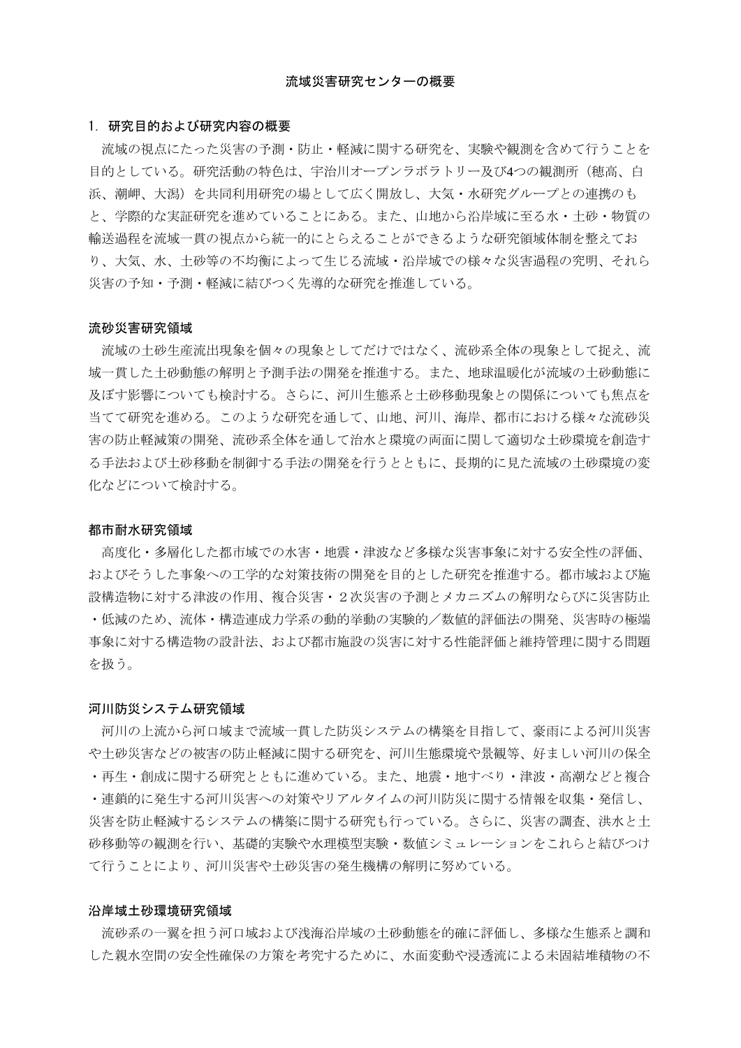# 流域災害研究センターの概要

## 1. 研究目的および研究内容の概要

流域の視点にたった災害の予測・防止・軽減に関する研究を、実験や観測を含めて行うことを目的としている。研究活動の特色は、宇治川オープンラボラトリー及び4つの観測所（穂高、白浜、潮岬、大潟）を共同利用研究の場として広く開放し、大気・水研究グループとの連携のもと、学際的な実証研究を進めていることにある。また、山地から沿岸域に至る水・土砂・物質の輸送過程を流域一貫の視点から統一的にとらえることができるような研究領域体制を整えており、大気、水、土砂等の不均衡によって生じる流域・沿岸域での様々な災害過程の究明、それら災害の予知・予測・軽減に結びつく先導的な研究を推進している。

### 流砂災害研究領域

流域の土砂生産流出現象を個々の現象としてだけではなく、流砂系全体の現象として捉え、流域一貫した土砂動態の解明と予測手法の開発を推進する。また、地球温暖化が流域の土砂動態に及ぼす影響についても検討する。さらに、河川生態系と土砂移動現象との関係についても焦点を当てて研究を進める。このような研究を通して、山地、河川、海岸、都市における様々な流砂災害の防止軽減策の開発、流砂系全体を通して治水と環境の両面に関して適切な土砂環境を創造する手法および土砂移動を制御する手法の開発を行うとともに、長期的に見た流域の土砂環境の変化などについて検討する。

### 都市耐水研究領域

高度化・多層化した都市域での水害・地震・津波など多様な災害事象に対する安全性の評価、およびそうした事象への工学的な対策技術の開発を目的とした研究を推進する。都市域および施設構造物に対する津波の作用、複合災害・２次災害の予測とメカニズムの解明ならびに災害防止・低減のため、流体・構造連成力学系の動的挙動の実験的／数値的評価法の開発、災害時の極端事象に対する構造物の設計法、および都市施設の災害に対する性能評価と維持管理に関する問題を扱う。

### 河川防災システム研究領域

河川の上流から河口域まで流域一貫した防災システムの構築を目指して、豪雨による河川災害や土砂災害などの被害の防止軽減に関する研究を、河川生態環境や景観等、好ましい河川の保全・再生・創成に関する研究とともに進めている。また、地震・地すべり・津波・高潮などと複合・連鎖的に発生する河川災害への対策やリアルタイムの河川防災に関する情報を収集・発信し、災害を防止軽減するシステムの構築に関する研究も行っている。さらに、災害の調査、洪水と土砂移動等の観測を行い、基礎的実験や水理模型実験・数値シミュレーションをこれらと結びつけて行うことにより、河川災害や土砂災害の発生機構の解明に努めている。

### 沿岸域土砂環境研究領域

流砂系の一翼を担う河口域および浅海沿岸域の土砂動態を的確に評価し、多様な生態系と調和した親水空間の安全性確保の方策を考究するために、水面変動や浸透流による未固結堆積物の不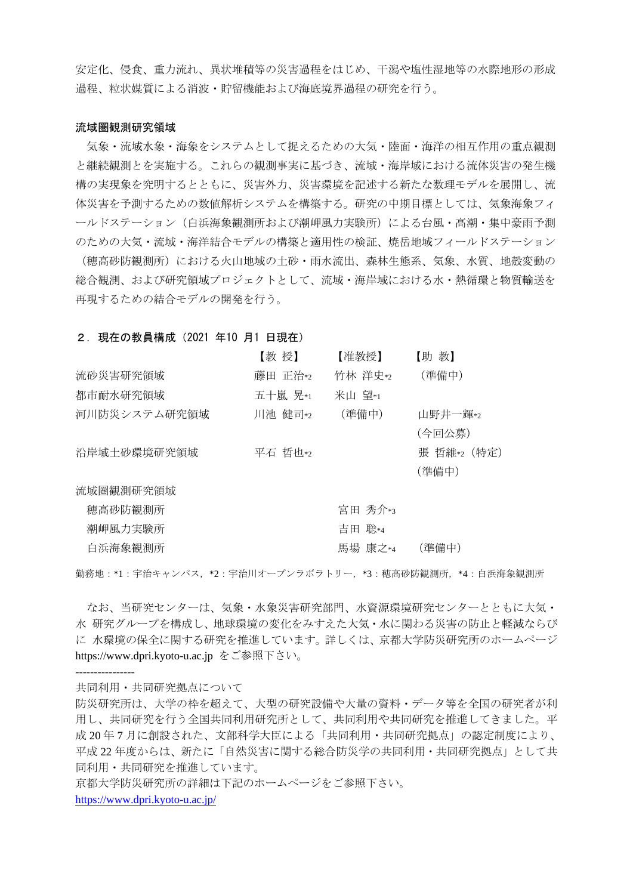安定化、侵食、重力流れ、異状堆積等の災害過程をはじめ、干潟や塩性湿地等の水際地形の形成過程、粒状媒質による消波・貯留機能および海底境界過程の研究を行う。

**流域圏観測研究領域**

気象・流域水象・海象をシステムとして捉えるための大気・陸面・海洋の相互作用の重点観測と継続観測とを実施する。これらの観測事実に基づき、流域・海岸域における流体災害の発生機構の実現象を究明するとともに、災害外力、災害環境を記述する新たな数理モデルを展開し、流体災害を予測するための数値解析システムを構築する。研究の中期目標としては、気象海象フィールドステーション（白浜海象観測所および潮岬風力実験所）による台風・高潮・集中豪雨予測のための大気・流域・海洋結合モデルの構築と適用性の検証、焼岳地域フィールドステーション（穂高砂防観測所）における火山地域の土砂・雨水流出、森林生態系、気象、水質、地殻変動の総合観測、および研究領域プロジェクトとして、流域・海岸域における水・熱循環と物質輸送を再現するための結合モデルの開発を行う。

**２．現在の教員構成（2021 年10 月1 日現在）**

| | 【教 授】 | 【准教授】 | 【助 教】 |
|---|---|---|---|
| 流砂災害研究領域 | 藤田 正治*2 | 竹林 洋史*2 | （準備中） |
| 都市耐水研究領域 | 五十嵐 晃*1 | 米山 望*1 | |
| 河川防災システム研究領域 | 川池 健司*2 | （準備中） | 山野井一輝*2<br>（今回公募） |
| 沿岸域土砂環境研究領域 | 平石 哲也*2 | | 張 哲維*2（特定）<br>（準備中） |
| 流域圏観測研究領域 | | | |
| 穂高砂防観測所 | | 宮田 秀介*3 | |
| 潮岬風力実験所 | | 吉田 聡*4 | |
| 白浜海象観測所 | | 馬場 康之*4 | （準備中） |

勤務地：*1：宇治キャンパス，*2：宇治川オープンラボラトリー，*3：穂高砂防観測所，*4：白浜海象観測所

なお、当研究センターは、気象・水象災害研究部門、水資源環境研究センターとともに大気・水 研究グループを構成し、地球環境の変化をみすえた大気・水に関わる災害の防止と軽減ならびに 水環境の保全に関する研究を推進しています。詳しくは、京都大学防災研究所のホームページ https://www.dpri.kyoto-u.ac.jp をご参照下さい。

----------------

共同利用・共同研究拠点について

防災研究所は、大学の枠を超えて、大型の研究設備や大量の資料・データ等を全国の研究者が利用し、共同研究を行う全国共同利用研究所として、共同利用や共同研究を推進してきました。平成 20 年 7 月に創設された、文部科学大臣による「共同利用・共同研究拠点」の認定制度により、平成 22 年度からは、新たに「自然災害に関する総合防災学の共同利用・共同研究拠点」として共同利用・共同研究を推進しています。

京都大学防災研究所の詳細は下記のホームページをご参照下さい。

https://www.dpri.kyoto-u.ac.jp/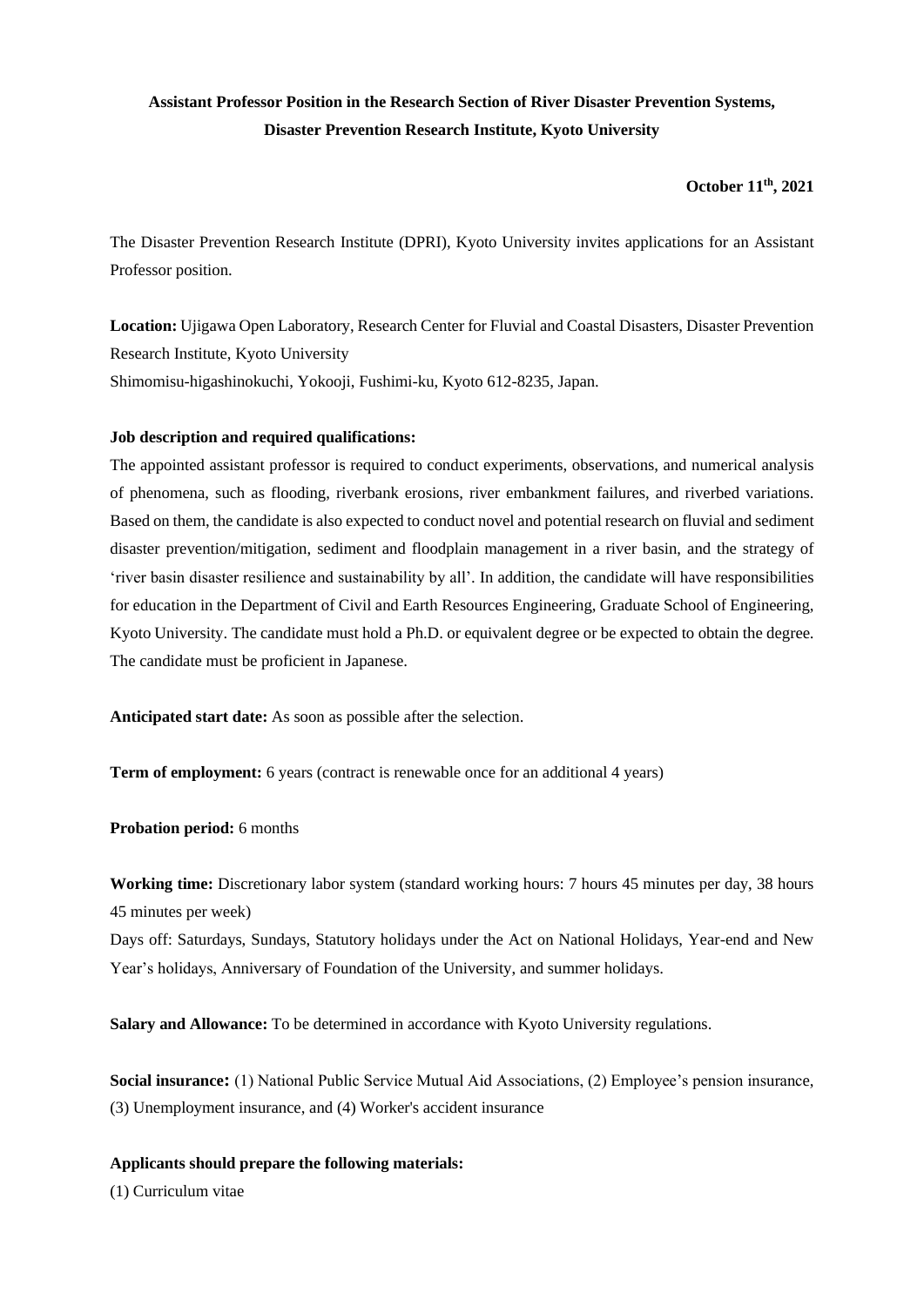**Assistant Professor Position in the Research Section of River Disaster Prevention Systems, Disaster Prevention Research Institute, Kyoto University**

**October 11th, 2021**

The Disaster Prevention Research Institute (DPRI), Kyoto University invites applications for an Assistant Professor position.

**Location:** Ujigawa Open Laboratory, Research Center for Fluvial and Coastal Disasters, Disaster Prevention Research Institute, Kyoto University
Shimomisu-higashinokuchi, Yokooji, Fushimi-ku, Kyoto 612-8235, Japan.

**Job description and required qualifications:**
The appointed assistant professor is required to conduct experiments, observations, and numerical analysis of phenomena, such as flooding, riverbank erosions, river embankment failures, and riverbed variations. Based on them, the candidate is also expected to conduct novel and potential research on fluvial and sediment disaster prevention/mitigation, sediment and floodplain management in a river basin, and the strategy of 'river basin disaster resilience and sustainability by all'. In addition, the candidate will have responsibilities for education in the Department of Civil and Earth Resources Engineering, Graduate School of Engineering, Kyoto University. The candidate must hold a Ph.D. or equivalent degree or be expected to obtain the degree. The candidate must be proficient in Japanese.

**Anticipated start date:** As soon as possible after the selection.

**Term of employment:** 6 years (contract is renewable once for an additional 4 years)

**Probation period:** 6 months

**Working time:** Discretionary labor system (standard working hours: 7 hours 45 minutes per day, 38 hours 45 minutes per week)
Days off: Saturdays, Sundays, Statutory holidays under the Act on National Holidays, Year-end and New Year's holidays, Anniversary of Foundation of the University, and summer holidays.

**Salary and Allowance:** To be determined in accordance with Kyoto University regulations.

**Social insurance:** (1) National Public Service Mutual Aid Associations, (2) Employee's pension insurance, (3) Unemployment insurance, and (4) Worker's accident insurance

**Applicants should prepare the following materials:**

(1) Curriculum vitae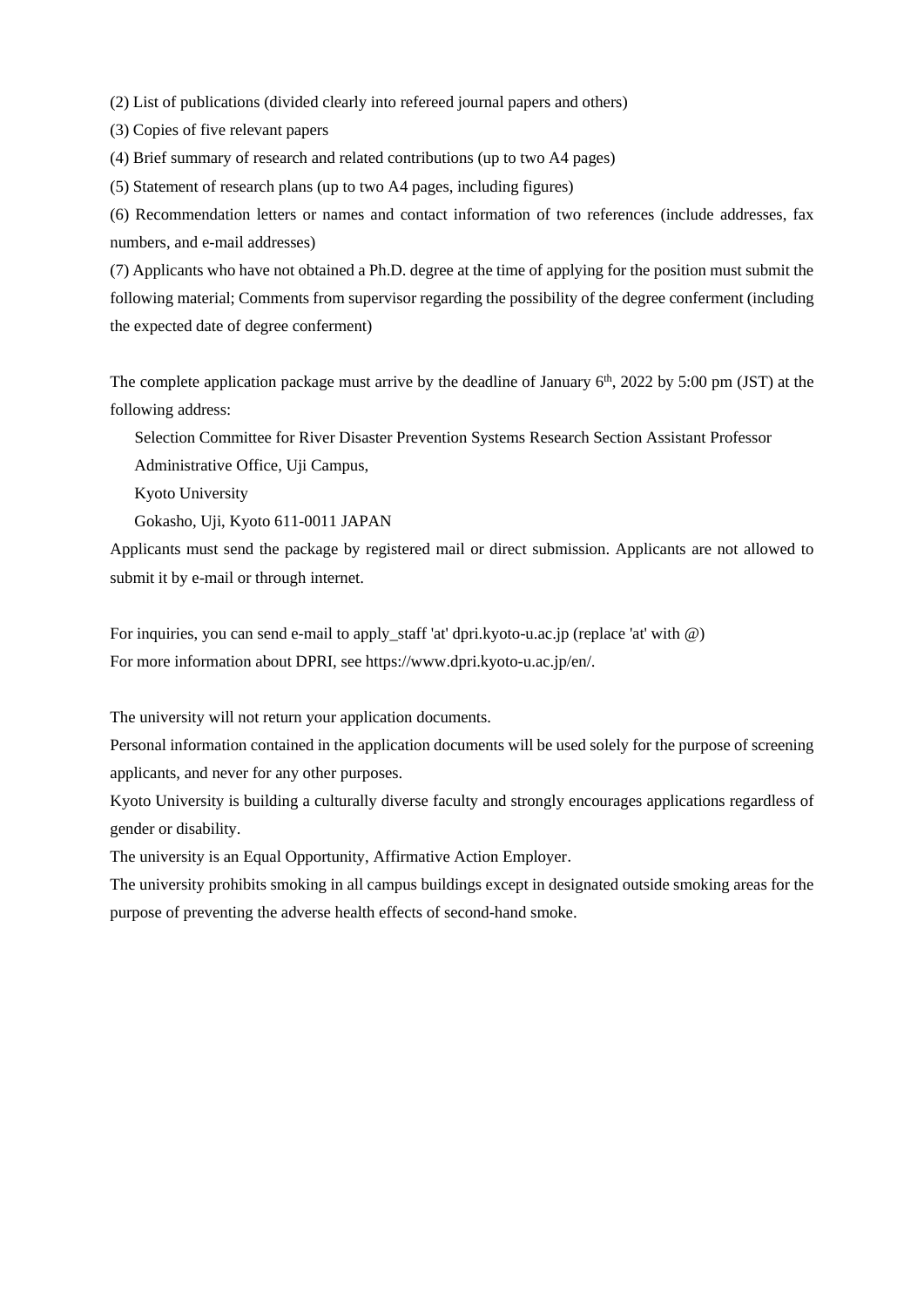(2) List of publications (divided clearly into refereed journal papers and others)

(3) Copies of five relevant papers

(4) Brief summary of research and related contributions (up to two A4 pages)

(5) Statement of research plans (up to two A4 pages, including figures)

(6) Recommendation letters or names and contact information of two references (include addresses, fax numbers, and e-mail addresses)

(7) Applicants who have not obtained a Ph.D. degree at the time of applying for the position must submit the following material; Comments from supervisor regarding the possibility of the degree conferment (including the expected date of degree conferment)

The complete application package must arrive by the deadline of January 6th, 2022 by 5:00 pm (JST) at the following address:

Selection Committee for River Disaster Prevention Systems Research Section Assistant Professor
Administrative Office, Uji Campus,
Kyoto University
Gokasho, Uji, Kyoto 611-0011 JAPAN

Applicants must send the package by registered mail or direct submission. Applicants are not allowed to submit it by e-mail or through internet.

For inquiries, you can send e-mail to apply_staff 'at' dpri.kyoto-u.ac.jp (replace 'at' with @)
For more information about DPRI, see https://www.dpri.kyoto-u.ac.jp/en/.

The university will not return your application documents.
Personal information contained in the application documents will be used solely for the purpose of screening applicants, and never for any other purposes.
Kyoto University is building a culturally diverse faculty and strongly encourages applications regardless of gender or disability.
The university is an Equal Opportunity, Affirmative Action Employer.
The university prohibits smoking in all campus buildings except in designated outside smoking areas for the purpose of preventing the adverse health effects of second-hand smoke.